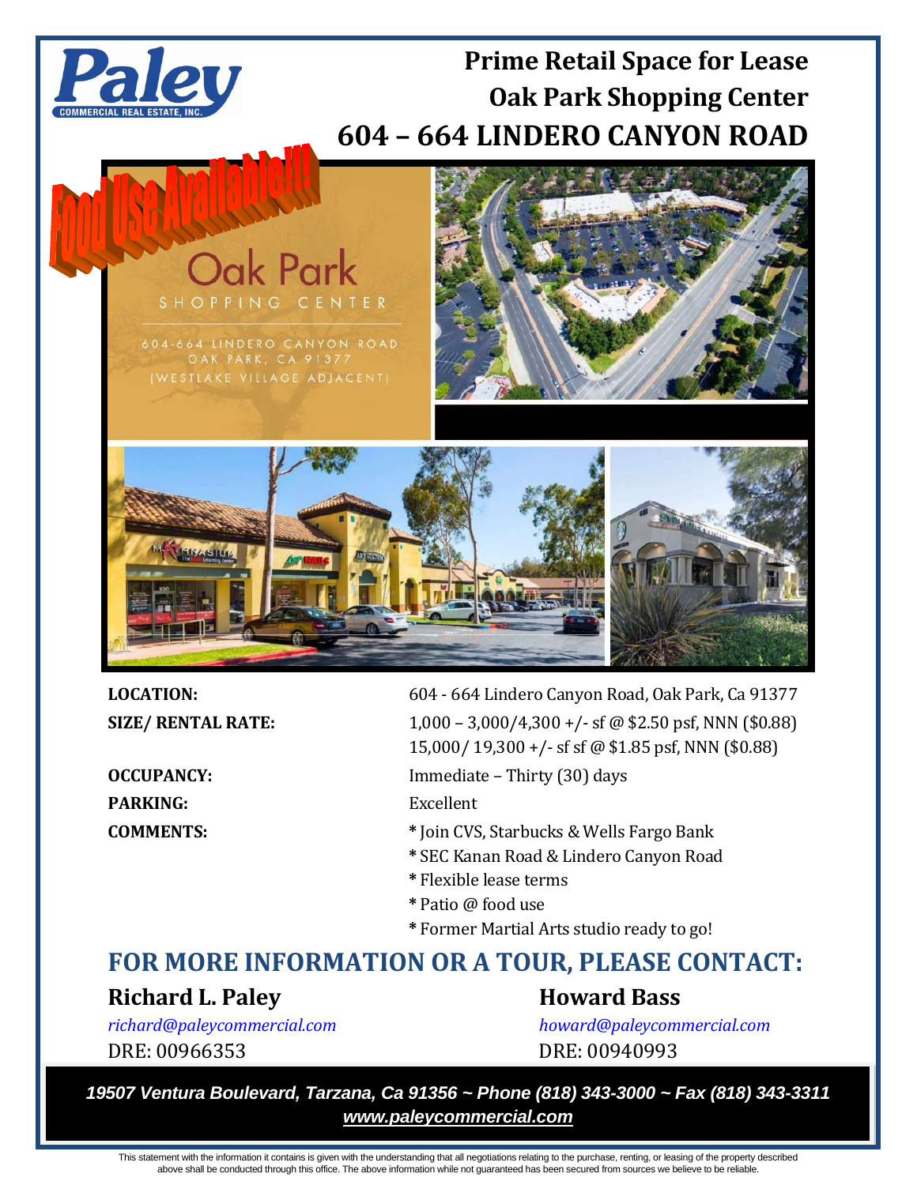# Prime Retail Space for Lease
# Oak Park Shopping Center
# 604 – 664 LINDERO CANYON ROAD

Food Use Available!!!

Oak Park
SHOPPING CENTER
604-664 LINDERO CANYON ROAD
OAK PARK, CA 91377
(WESTLAKE VILLAGE ADJACENT)

**LOCATION:** 604 - 664 Lindero Canyon Road, Oak Park, Ca 91377

**SIZE/ RENTAL RATE:** 1,000 – 3,000/4,300 +/- sf @ $2.50 psf, NNN ($0.88)
15,000/ 19,300 +/- sf sf @ $1.85 psf, NNN ($0.88)

**OCCUPANCY:** Immediate – Thirty (30) days

**PARKING:** Excellent

**COMMENTS:**
- Join CVS, Starbucks & Wells Fargo Bank
- SEC Kanan Road & Lindero Canyon Road
- Flexible lease terms
- Patio @ food use
- Former Martial Arts studio ready to go!

## FOR MORE INFORMATION OR A TOUR, PLEASE CONTACT:

**Richard L. Paley**
*richard@paleycommercial.com*
DRE: 00966353

**Howard Bass**
*howard@paleycommercial.com*
DRE: 00940993

*19507 Ventura Boulevard, Tarzana, Ca 91356 ~ Phone (818) 343-3000 ~ Fax (818) 343-3311*
*www.paleycommercial.com*

This statement with the information it contains is given with the understanding that all negotiations relating to the purchase, renting, or leasing of the property described above shall be conducted through this office. The above information while not guaranteed has been secured from sources we believe to be reliable.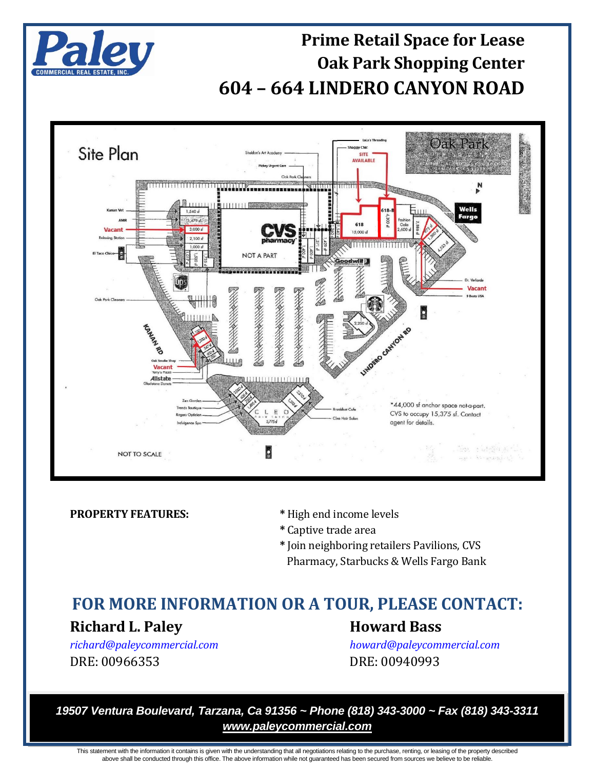# Prime Retail Space for Lease
# Oak Park Shopping Center
# 604 – 664 LINDERO CANYON ROAD

Site Plan

*44,000 sf anchor space not-a-part. CVS to occupy 15,375 sf. Contact agent for details.

NOT TO SCALE

**PROPERTY FEATURES:**

* High end income levels
* Captive trade area
* Join neighboring retailers Pavilions, CVS Pharmacy, Starbucks & Wells Fargo Bank

## FOR MORE INFORMATION OR A TOUR, PLEASE CONTACT:

**Richard L. Paley**
*richard@paleycommercial.com*
DRE: 00966353

**Howard Bass**
*howard@paleycommercial.com*
DRE: 00940993

*19507 Ventura Boulevard, Tarzana, Ca 91356 ~ Phone (818) 343-3000 ~ Fax (818) 343-3311*
*www.paleycommercial.com*

This statement with the information it contains is given with the understanding that all negotiations relating to the purchase, renting, or leasing of the property described above shall be conducted through this office. The above information while not guaranteed has been secured from sources we believe to be reliable.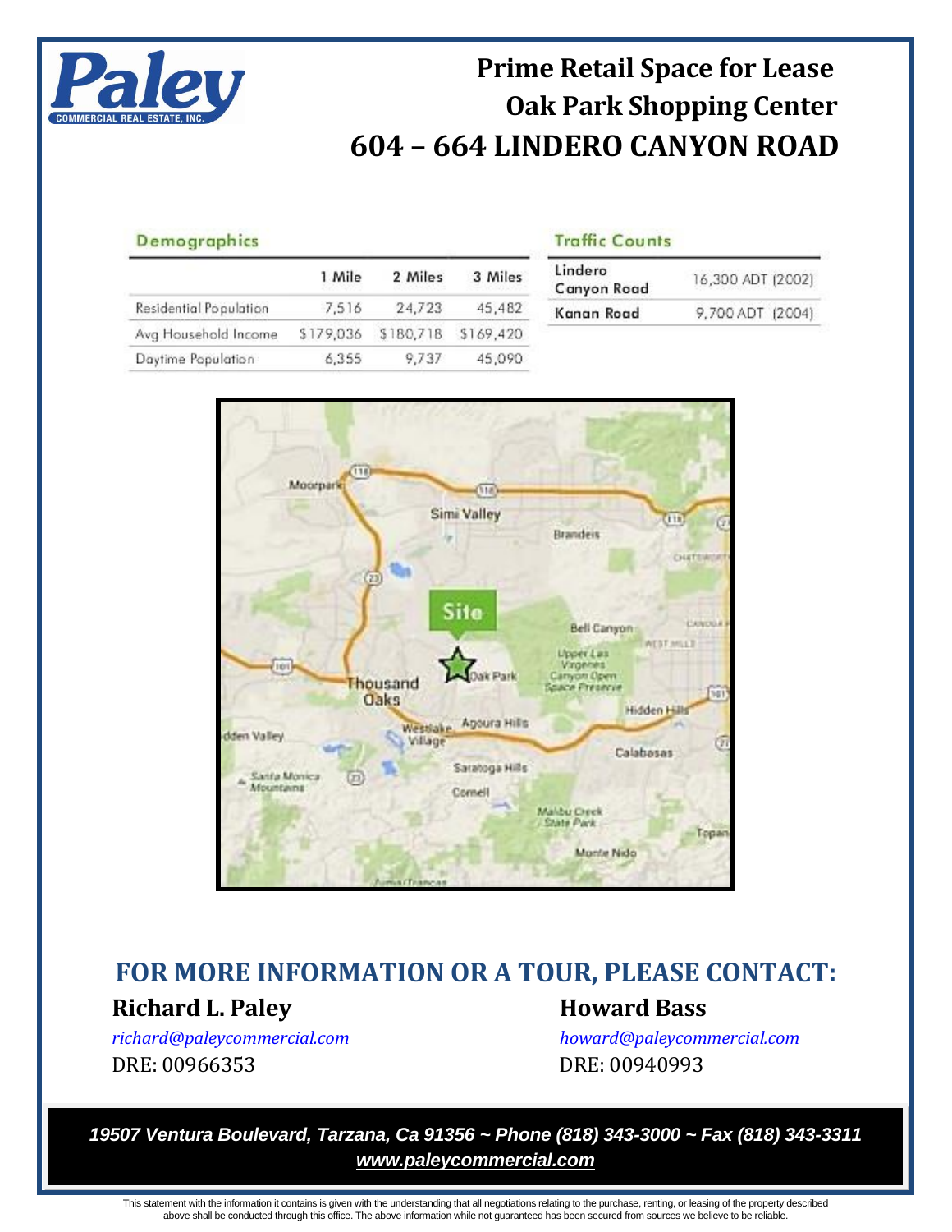Paley
COMMERCIAL REAL ESTATE, INC.

# Prime Retail Space for Lease
# Oak Park Shopping Center
# 604 – 664 LINDERO CANYON ROAD

### Demographics

| | 1 Mile | 2 Miles | 3 Miles |
|---|---|---|---|
| Residential Population | 7,516 | 24,723 | 45,482 |
| Avg Household Income | $179,036 | $180,718 | $169,420 |
| Daytime Population | 6,355 | 9,737 | 45,090 |

### Traffic Counts

| | |
|---|---|
| Lindero Canyon Road | 16,300 ADT (2002) |
| Kanan Road | 9,700 ADT (2004) |

Moorpark
118
Simi Valley
Brandeis
23
Site
Bell Canyon
101
Thousand Oaks
Oak Park
Upper Las Virgenes Canyon Open Space Preserve
Hidden Hills
Westlake Village
Agoura Hills
Calabasas
Santa Monica Mountains
Saratoga Hills
Cornell
Malibu Creek State Park
Topanga
Monte Nido

## FOR MORE INFORMATION OR A TOUR, PLEASE CONTACT:

**Richard L. Paley**
*richard@paleycommercial.com*
DRE: 00966353

**Howard Bass**
*howard@paleycommercial.com*
DRE: 00940993

***19507 Ventura Boulevard, Tarzana, Ca 91356 ~ Phone (818) 343-3000 ~ Fax (818) 343-3311***
***www.paleycommercial.com***

This statement with the information it contains is given with the understanding that all negotiations relating to the purchase, renting, or leasing of the property described above shall be conducted through this office. The above information while not guaranteed has been secured from sources we believe to be reliable.